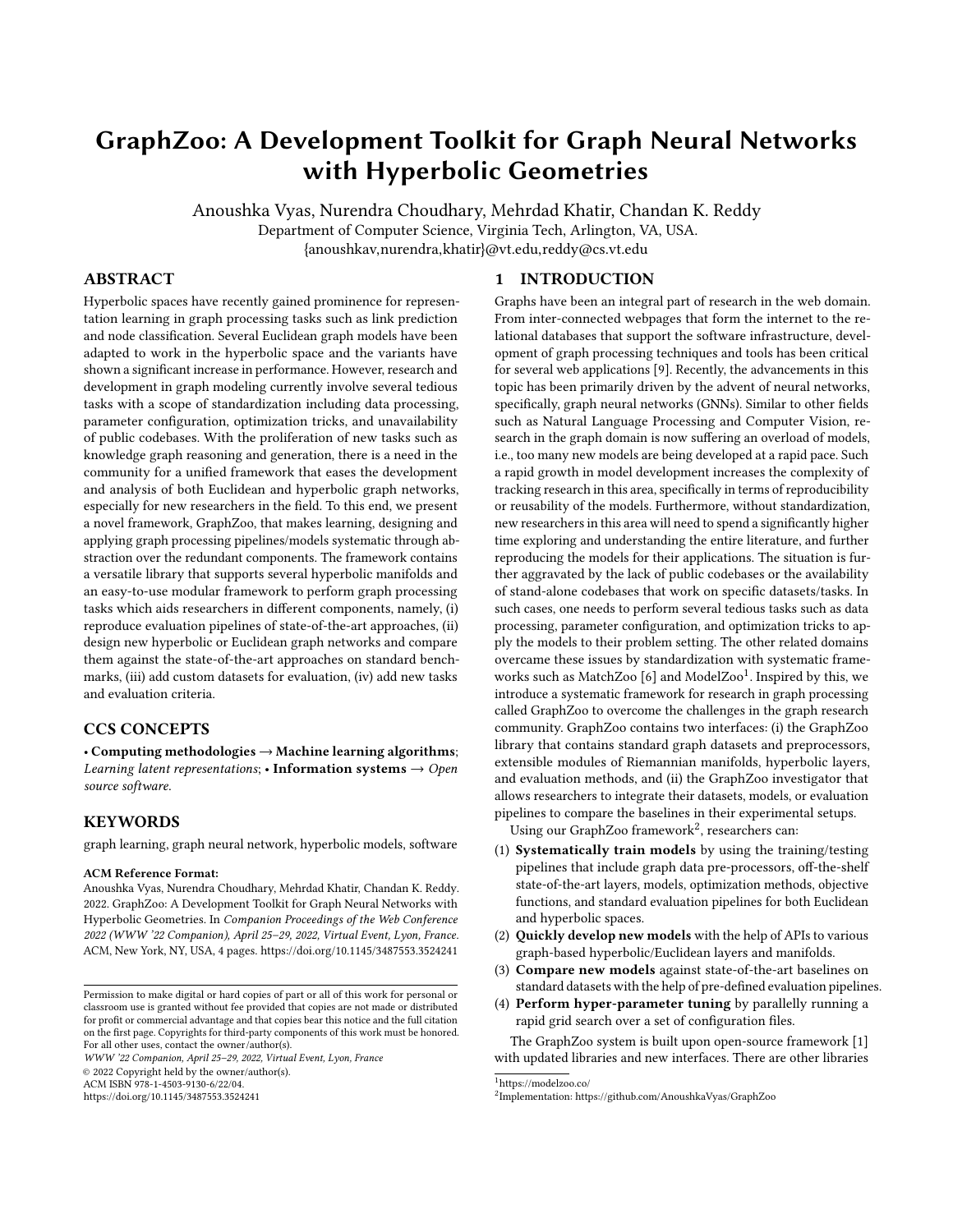# GraphZoo: A Development Toolkit for Graph Neural Networks with Hyperbolic Geometries

Anoushka Vyas, Nurendra Choudhary, Mehrdad Khatir, Chandan K. Reddy
Department of Computer Science, Virginia Tech, Arlington, VA, USA.
{anoushkav,nurendra,khatir}@vt.edu,reddy@cs.vt.edu

## ABSTRACT

Hyperbolic spaces have recently gained prominence for representation learning in graph processing tasks such as link prediction and node classification. Several Euclidean graph models have been adapted to work in the hyperbolic space and the variants have shown a significant increase in performance. However, research and development in graph modeling currently involve several tedious tasks with a scope of standardization including data processing, parameter configuration, optimization tricks, and unavailability of public codebases. With the proliferation of new tasks such as knowledge graph reasoning and generation, there is a need in the community for a unified framework that eases the development and analysis of both Euclidean and hyperbolic graph networks, especially for new researchers in the field. To this end, we present a novel framework, GraphZoo, that makes learning, designing and applying graph processing pipelines/models systematic through abstraction over the redundant components. The framework contains a versatile library that supports several hyperbolic manifolds and an easy-to-use modular framework to perform graph processing tasks which aids researchers in different components, namely, (i) reproduce evaluation pipelines of state-of-the-art approaches, (ii) design new hyperbolic or Euclidean graph networks and compare them against the state-of-the-art approaches on standard benchmarks, (iii) add custom datasets for evaluation, (iv) add new tasks and evaluation criteria.

## CCS CONCEPTS

• **Computing methodologies** → **Machine learning algorithms**; *Learning latent representations*; • **Information systems** → *Open source software.*

## KEYWORDS

graph learning, graph neural network, hyperbolic models, software

**ACM Reference Format:**
Anoushka Vyas, Nurendra Choudhary, Mehrdad Khatir, Chandan K. Reddy. 2022. GraphZoo: A Development Toolkit for Graph Neural Networks with Hyperbolic Geometries. In *Companion Proceedings of the Web Conference 2022 (WWW '22 Companion), April 25–29, 2022, Virtual Event, Lyon, France.* ACM, New York, NY, USA, 4 pages. https://doi.org/10.1145/3487553.3524241

Permission to make digital or hard copies of part or all of this work for personal or classroom use is granted without fee provided that copies are not made or distributed for profit or commercial advantage and that copies bear this notice and the full citation on the first page. Copyrights for third-party components of this work must be honored. For all other uses, contact the owner/author(s).
*WWW '22 Companion, April 25–29, 2022, Virtual Event, Lyon, France*
© 2022 Copyright held by the owner/author(s).
ACM ISBN 978-1-4503-9130-6/22/04.
https://doi.org/10.1145/3487553.3524241

## 1 INTRODUCTION

Graphs have been an integral part of research in the web domain. From inter-connected webpages that form the internet to the relational databases that support the software infrastructure, development of graph processing techniques and tools has been critical for several web applications [9]. Recently, the advancements in this topic has been primarily driven by the advent of neural networks, specifically, graph neural networks (GNNs). Similar to other fields such as Natural Language Processing and Computer Vision, research in the graph domain is now suffering an overload of models, i.e., too many new models are being developed at a rapid pace. Such a rapid growth in model development increases the complexity of tracking research in this area, specifically in terms of reproducibility or reusability of the models. Furthermore, without standardization, new researchers in this area will need to spend a significantly higher time exploring and understanding the entire literature, and further reproducing the models for their applications. The situation is further aggravated by the lack of public codebases or the availability of stand-alone codebases that work on specific datasets/tasks. In such cases, one needs to perform several tedious tasks such as data processing, parameter configuration, and optimization tricks to apply the models to their problem setting. The other related domains overcame these issues by standardization with systematic frameworks such as MatchZoo [6] and ModelZoo[1]. Inspired by this, we introduce a systematic framework for research in graph processing called GraphZoo to overcome the challenges in the graph research community. GraphZoo contains two interfaces: (i) the GraphZoo library that contains standard graph datasets and preprocessors, extensible modules of Riemannian manifolds, hyperbolic layers, and evaluation methods, and (ii) the GraphZoo investigator that allows researchers to integrate their datasets, models, or evaluation pipelines to compare the baselines in their experimental setups.

Using our GraphZoo framework[2], researchers can:

1. **Systematically train models** by using the training/testing pipelines that include graph data pre-processors, off-the-shelf state-of-the-art layers, models, optimization methods, objective functions, and standard evaluation pipelines for both Euclidean and hyperbolic spaces.
2. **Quickly develop new models** with the help of APIs to various graph-based hyperbolic/Euclidean layers and manifolds.
3. **Compare new models** against state-of-the-art baselines on standard datasets with the help of pre-defined evaluation pipelines.
4. **Perform hyper-parameter tuning** by parallelly running a rapid grid search over a set of configuration files.

The GraphZoo system is built upon open-source framework [1] with updated libraries and new interfaces. There are other libraries

[1]https://modelzoo.co/
[2]Implementation: https://github.com/AnoushkaVyas/GraphZoo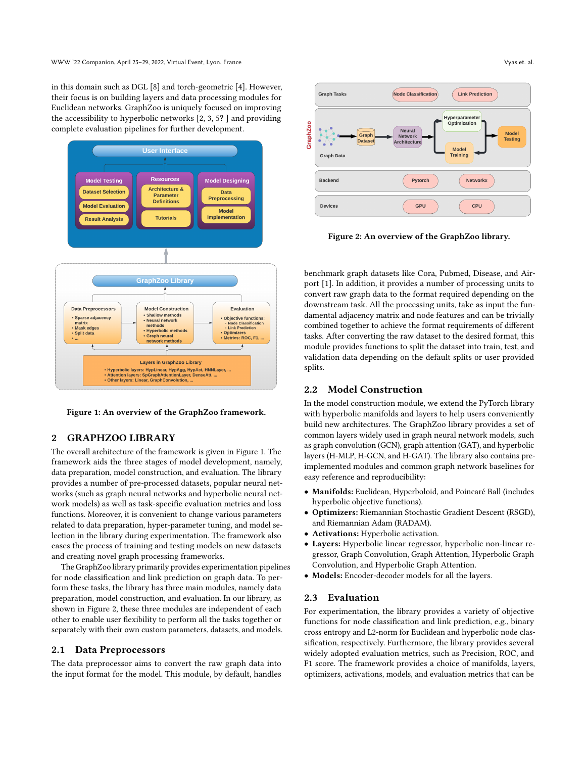in this domain such as DGL [8] and torch-geometric [4]. However, their focus is on building layers and data processing modules for Euclidean networks. GraphZoo is uniquely focused on improving the accessibility to hyperbolic networks [2, 3, 5**?** ] and providing complete evaluation pipelines for further development.

**Figure 1: An overview of the GraphZoo framework.**

## 2 GRAPHZOO LIBRARY

The overall architecture of the framework is given in Figure 1. The framework aids the three stages of model development, namely, data preparation, model construction, and evaluation. The library provides a number of pre-processed datasets, popular neural networks (such as graph neural networks and hyperbolic neural network models) as well as task-specific evaluation metrics and loss functions. Moreover, it is convenient to change various parameters related to data preparation, hyper-parameter tuning, and model selection in the library during experimentation. The framework also eases the process of training and testing models on new datasets and creating novel graph processing frameworks.

The GraphZoo library primarily provides experimentation pipelines for node classification and link prediction on graph data. To perform these tasks, the library has three main modules, namely data preparation, model construction, and evaluation. In our library, as shown in Figure 2, these three modules are independent of each other to enable user flexibility to perform all the tasks together or separately with their own custom parameters, datasets, and models.

### 2.1 Data Preprocessors

The data preprocessor aims to convert the raw graph data into the input format for the model. This module, by default, handles benchmark graph datasets like Cora, Pubmed, Disease, and Airport [1]. In addition, it provides a number of processing units to convert raw graph data to the format required depending on the downstream task. All the processing units, take as input the fundamental adjacency matrix and node features and can be trivially combined together to achieve the format requirements of different tasks. After converting the raw dataset to the desired format, this module provides functions to split the dataset into train, test, and validation data depending on the default splits or user provided splits.

**Figure 2: An overview of the GraphZoo library.**

### 2.2 Model Construction

In the model construction module, we extend the PyTorch library with hyperbolic manifolds and layers to help users conveniently build new architectures. The GraphZoo library provides a set of common layers widely used in graph neural network models, such as graph convolution (GCN), graph attention (GAT), and hyperbolic layers (H-MLP, H-GCN, and H-GAT). The library also contains pre-implemented modules and common graph network baselines for easy reference and reproducibility:

- **Manifolds:** Euclidean, Hyperboloid, and Poincaré Ball (includes hyperbolic objective functions).
- **Optimizers:** Riemannian Stochastic Gradient Descent (RSGD), and Riemannian Adam (RADAM).
- **Activations:** Hyperbolic activation.
- **Layers:** Hyperbolic linear regressor, hyperbolic non-linear regressor, Graph Convolution, Graph Attention, Hyperbolic Graph Convolution, and Hyperbolic Graph Attention.
- **Models:** Encoder-decoder models for all the layers.

### 2.3 Evaluation

For experimentation, the library provides a variety of objective functions for node classification and link prediction, e.g., binary cross entropy and L2-norm for Euclidean and hyperbolic node classification, respectively. Furthermore, the library provides several widely adopted evaluation metrics, such as Precision, ROC, and F1 score. The framework provides a choice of manifolds, layers, optimizers, activations, models, and evaluation metrics that can be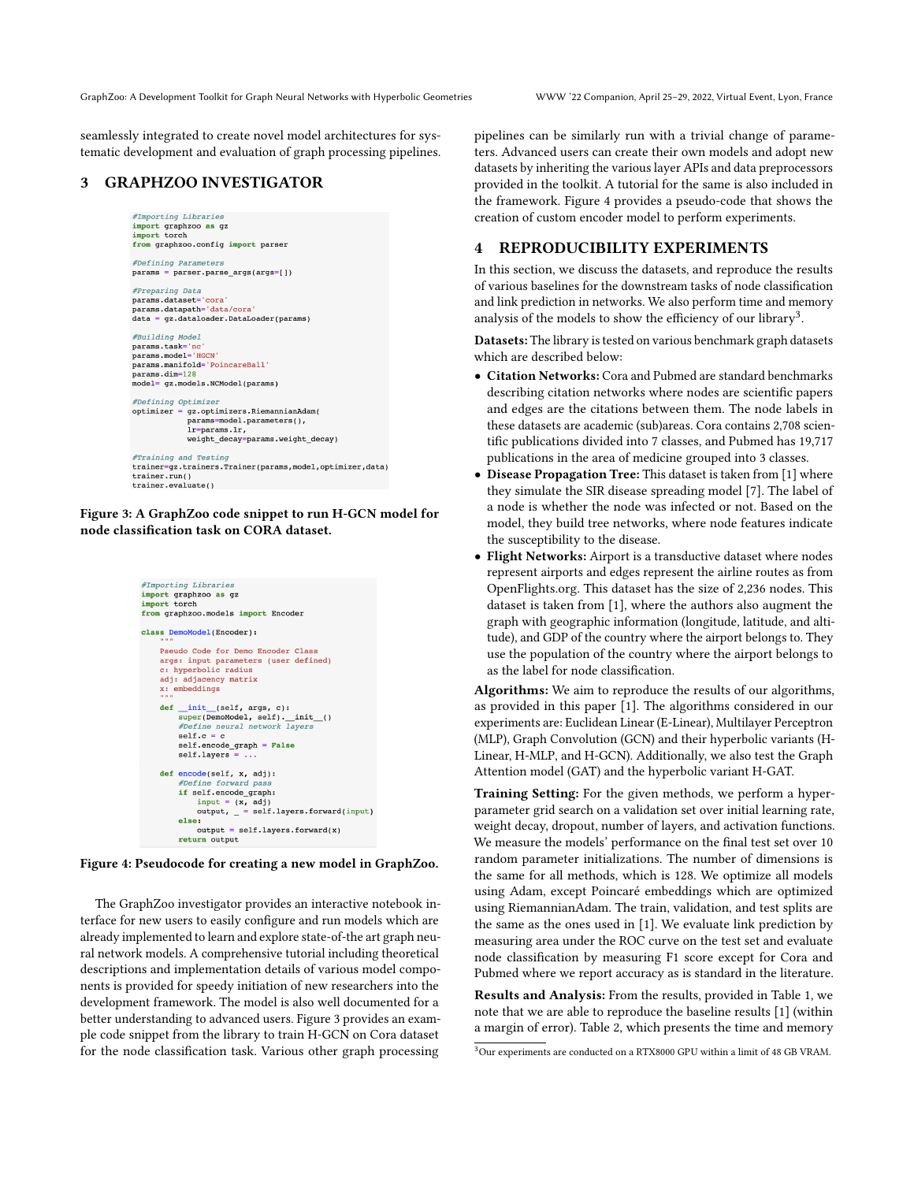seamlessly integrated to create novel model architectures for systematic development and evaluation of graph processing pipelines.

## 3 GRAPHZOO INVESTIGATOR

```
#Importing Libraries
import graphzoo as gz
import torch
from graphzoo.config import parser

#Defining Parameters
params = parser.parse_args(args=[])

#Preparing Data
params.dataset='cora'
params.datapath='data/cora'
data = gz.dataloader.DataLoader(params)

#Building Model
params.task='nc'
params.model='HGCN'
params.manifold='PoincareBall'
params.dim=128
model= gz.models.NCModel(params)

#Defining Optimizer
optimizer = gz.optimizers.RiemannianAdam(
            params=model.parameters(),
            lr=params.lr,
            weight_decay=params.weight_decay)

#Training and Testing
trainer=gz.trainers.Trainer(params,model,optimizer,data)
trainer.run()
trainer.evaluate()
```

**Figure 3: A GraphZoo code snippet to run H-GCN model for node classification task on CORA dataset.**

```
#Importing Libraries
import graphzoo as gz
import torch
from graphzoo.models import Encoder

class DemoModel(Encoder):
    """
    Pseudo Code for Demo Encoder Class
    args: input parameters (user defined)
    c: hyperbolic radius
    adj: adjacency matrix
    x: embeddings
    """

    def __init__(self, args, c):
        super(DemoModel, self).__init__()
        #Define neural network layers
        self.c = c
        self.encode_graph = False
        self.layers = ...

    def encode(self, x, adj):
        #Define forward pass
        if self.encode_graph:
            input = (x, adj)
            output, _ = self.layers.forward(input)
        else:
            output = self.layers.forward(x)
        return output
```

**Figure 4: Pseudocode for creating a new model in GraphZoo.**

The GraphZoo investigator provides an interactive notebook interface for new users to easily configure and run models which are already implemented to learn and explore state-of-the art graph neural network models. A comprehensive tutorial including theoretical descriptions and implementation details of various model components is provided for speedy initiation of new researchers into the development framework. The model is also well documented for a better understanding to advanced users. Figure 3 provides an example code snippet from the library to train H-GCN on Cora dataset for the node classification task. Various other graph processing pipelines can be similarly run with a trivial change of parameters. Advanced users can create their own models and adopt new datasets by inheriting the various layer APIs and data preprocessors provided in the toolkit. A tutorial for the same is also included in the framework. Figure 4 provides a pseudo-code that shows the creation of custom encoder model to perform experiments.

## 4 REPRODUCIBILITY EXPERIMENTS

In this section, we discuss the datasets, and reproduce the results of various baselines for the downstream tasks of node classification and link prediction in networks. We also perform time and memory analysis of the models to show the efficiency of our library[3].

**Datasets:** The library is tested on various benchmark graph datasets which are described below:

- **Citation Networks:** Cora and Pubmed are standard benchmarks describing citation networks where nodes are scientific papers and edges are the citations between them. The node labels in these datasets are academic (sub)areas. Cora contains 2,708 scientific publications divided into 7 classes, and Pubmed has 19,717 publications in the area of medicine grouped into 3 classes.
- **Disease Propagation Tree:** This dataset is taken from [1] where they simulate the SIR disease spreading model [7]. The label of a node is whether the node was infected or not. Based on the model, they build tree networks, where node features indicate the susceptibility to the disease.
- **Flight Networks:** Airport is a transductive dataset where nodes represent airports and edges represent the airline routes as from OpenFlights.org. This dataset has the size of 2,236 nodes. This dataset is taken from [1], where the authors also augment the graph with geographic information (longitude, latitude, and altitude), and GDP of the country where the airport belongs to. They use the population of the country where the airport belongs to as the label for node classification.

**Algorithms:** We aim to reproduce the results of our algorithms, as provided in this paper [1]. The algorithms considered in our experiments are: Euclidean Linear (E-Linear), Multilayer Perceptron (MLP), Graph Convolution (GCN) and their hyperbolic variants (H-Linear, H-MLP, and H-GCN). Additionally, we also test the Graph Attention model (GAT) and the hyperbolic variant H-GAT.

**Training Setting:** For the given methods, we perform a hyperparameter grid search on a validation set over initial learning rate, weight decay, dropout, number of layers, and activation functions. We measure the models' performance on the final test set over 10 random parameter initializations. The number of dimensions is the same for all methods, which is 128. We optimize all models using Adam, except Poincaré embeddings which are optimized using RiemannianAdam. The train, validation, and test splits are the same as the ones used in [1]. We evaluate link prediction by measuring area under the ROC curve on the test set and evaluate node classification by measuring F1 score except for Cora and Pubmed where we report accuracy as is standard in the literature.

**Results and Analysis:** From the results, provided in Table 1, we note that we are able to reproduce the baseline results [1] (within a margin of error). Table 2, which presents the time and memory

[3] Our experiments are conducted on a RTX8000 GPU within a limit of 48 GB VRAM.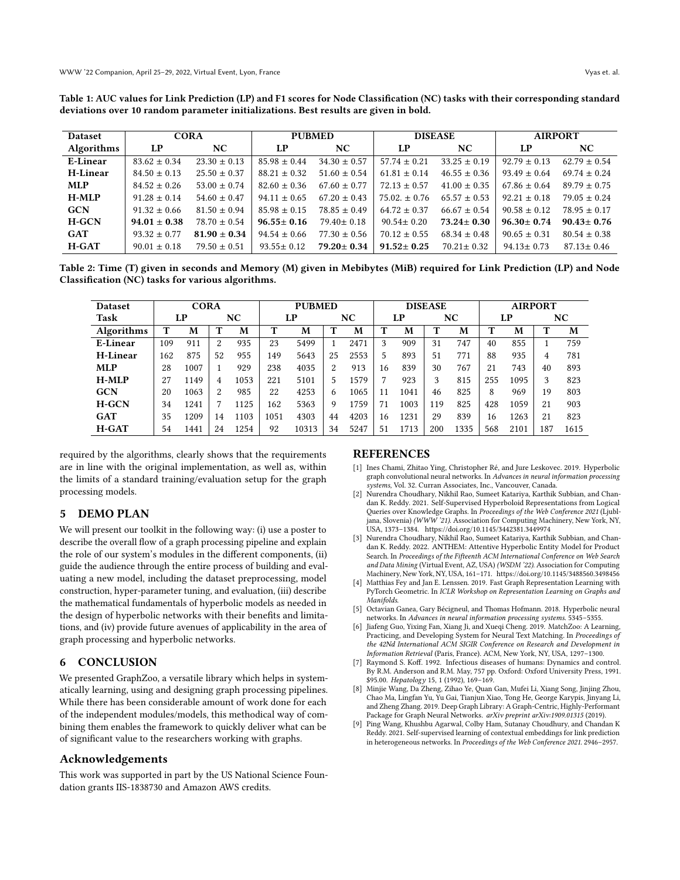**Table 1: AUC values for Link Prediction (LP) and F1 scores for Node Classification (NC) tasks with their corresponding standard deviations over 10 random parameter initializations. Best results are given in bold.**

| Dataset | CORA | | PUBMED | | DISEASE | | AIRPORT | |
|---|---|---|---|---|---|---|---|---|
| Algorithms | LP | NC | LP | NC | LP | NC | LP | NC |
| **E-Linear** | 83.62 ± 0.34 | 23.30 ± 0.13 | 85.98 ± 0.44 | 34.30 ± 0.57 | 57.74 ± 0.21 | 33.25 ± 0.19 | 92.79 ± 0.13 | 62.79 ± 0.54 |
| **H-Linear** | 84.50 ± 0.13 | 25.50 ± 0.37 | 88.21 ± 0.32 | 51.60 ± 0.54 | 61.81 ± 0.14 | 46.55 ± 0.36 | 93.49 ± 0.64 | 69.74 ± 0.24 |
| **MLP** | 84.52 ± 0.26 | 53.00 ± 0.74 | 82.60 ± 0.36 | 67.60 ± 0.77 | 72.13 ± 0.57 | 41.00 ± 0.35 | 67.86 ± 0.64 | 89.79 ± 0.75 |
| **H-MLP** | 91.28 ± 0.14 | 54.60 ± 0.47 | 94.11 ± 0.65 | 67.20 ± 0.43 | 75.02. ± 0.76 | 65.57 ± 0.53 | 92.21 ± 0.18 | 79.05 ± 0.24 |
| **GCN** | 91.32 ± 0.66 | 81.50 ± 0.94 | 85.98 ± 0.15 | 78.85 ± 0.49 | 64.72 ± 0.37 | 66.67 ± 0.54 | 90.58 ± 0.12 | 78.95 ± 0.17 |
| **H-GCN** | **94.01 ± 0.38** | 78.70 ± 0.54 | **96.55± 0.16** | 79.40± 0.18 | 90.54± 0.20 | **73.24± 0.30** | **96.30± 0.74** | **90.43± 0.76** |
| **GAT** | 93.32 ± 0.77 | **81.90 ± 0.34** | 94.54 ± 0.66 | 77.30 ± 0.56 | 70.12 ± 0.55 | 68.34 ± 0.48 | 90.65 ± 0.31 | 80.54 ± 0.38 |
| **H-GAT** | 90.01 ± 0.18 | 79.50 ± 0.51 | 93.55± 0.12 | **79.20± 0.34** | **91.52± 0.25** | 70.21± 0.32 | 94.13± 0.73 | 87.13± 0.46 |

**Table 2: Time (T) given in seconds and Memory (M) given in Mebibytes (MiB) required for Link Prediction (LP) and Node Classification (NC) tasks for various algorithms.**

| Dataset | CORA | | | | PUBMED | | | | DISEASE | | | | AIRPORT | | | |
|---|---|---|---|---|---|---|---|---|---|---|---|---|---|---|---|---|
| Task | LP | | NC | | LP | | NC | | LP | | NC | | LP | | NC | |
| Algorithms | T | M | T | M | T | M | T | M | T | M | T | M | T | M | T | M |
| **E-Linear** | 109 | 911 | 2 | 935 | 23 | 5499 | 1 | 2471 | 3 | 909 | 31 | 747 | 40 | 855 | 1 | 759 |
| **H-Linear** | 162 | 875 | 52 | 955 | 149 | 5643 | 25 | 2553 | 5 | 893 | 51 | 771 | 88 | 935 | 4 | 781 |
| **MLP** | 28 | 1007 | 1 | 929 | 238 | 4035 | 2 | 913 | 16 | 839 | 30 | 767 | 21 | 743 | 40 | 893 |
| **H-MLP** | 27 | 1149 | 4 | 1053 | 221 | 5101 | 5 | 1579 | 7 | 923 | 3 | 815 | 255 | 1095 | 3 | 823 |
| **GCN** | 20 | 1063 | 2 | 985 | 22 | 4253 | 6 | 1065 | 11 | 1041 | 46 | 825 | 8 | 969 | 19 | 803 |
| **H-GCN** | 34 | 1241 | 7 | 1125 | 162 | 5363 | 9 | 1759 | 71 | 1003 | 119 | 825 | 428 | 1059 | 21 | 903 |
| **GAT** | 35 | 1209 | 14 | 1103 | 1051 | 4303 | 44 | 4203 | 16 | 1231 | 29 | 839 | 16 | 1263 | 21 | 823 |
| **H-GAT** | 54 | 1441 | 24 | 1254 | 92 | 10313 | 34 | 5247 | 51 | 1713 | 200 | 1335 | 568 | 2101 | 187 | 1615 |

required by the algorithms, clearly shows that the requirements are in line with the original implementation, as well as, within the limits of a standard training/evaluation setup for the graph processing models.

## 5 DEMO PLAN

We will present our toolkit in the following way: (i) use a poster to describe the overall flow of a graph processing pipeline and explain the role of our system's modules in the different components, (ii) guide the audience through the entire process of building and evaluating a new model, including the dataset preprocessing, model construction, hyper-parameter tuning, and evaluation, (iii) describe the mathematical fundamentals of hyperbolic models as needed in the design of hyperbolic networks with their benefits and limitations, and (iv) provide future avenues of applicability in the area of graph processing and hyperbolic networks.

## 6 CONCLUSION

We presented GraphZoo, a versatile library which helps in systematically learning, using and designing graph processing pipelines. While there has been considerable amount of work done for each of the independent modules/models, this methodical way of combining them enables the framework to quickly deliver what can be of significant value to the researchers working with graphs.

## Acknowledgements

This work was supported in part by the US National Science Foundation grants IIS-1838730 and Amazon AWS credits.

## REFERENCES

[1] Ines Chami, Zhitao Ying, Christopher Ré, and Jure Leskovec. 2019. Hyperbolic graph convolutional neural networks. In *Advances in neural information processing systems*, Vol. 32. Curran Associates, Inc., Vancouver, Canada.

[2] Nurendra Choudhary, Nikhil Rao, Sumeet Katariya, Karthik Subbian, and Chandan K. Reddy. 2021. Self-Supervised Hyperboloid Representations from Logical Queries over Knowledge Graphs. In *Proceedings of the Web Conference 2021* (Ljubljana, Slovenia) *(WWW '21)*. Association for Computing Machinery, New York, NY, USA, 1373–1384. https://doi.org/10.1145/3442381.3449974

[3] Nurendra Choudhary, Nikhil Rao, Sumeet Katariya, Karthik Subbian, and Chandan K. Reddy. 2022. ANTHEM: Attentive Hyperbolic Entity Model for Product Search. In *Proceedings of the Fifteenth ACM International Conference on Web Search and Data Mining* (Virtual Event, AZ, USA) *(WSDM '22)*. Association for Computing Machinery, New York, NY, USA, 161–171. https://doi.org/10.1145/3488560.3498456

[4] Matthias Fey and Jan E. Lenssen. 2019. Fast Graph Representation Learning with PyTorch Geometric. In *ICLR Workshop on Representation Learning on Graphs and Manifolds*.

[5] Octavian Ganea, Gary Bécigneul, and Thomas Hofmann. 2018. Hyperbolic neural networks. In *Advances in neural information processing systems*. 5345–5355.

[6] Jiafeng Guo, Yixing Fan, Xiang Ji, and Xueqi Cheng. 2019. MatchZoo: A Learning, Practicing, and Developing System for Neural Text Matching. In *Proceedings of the 42Nd International ACM SIGIR Conference on Research and Development in Information Retrieval* (Paris, France). ACM, New York, NY, USA, 1297–1300.

[7] Raymond S. Koff. 1992. Infectious diseases of humans: Dynamics and control. By R.M. Anderson and R.M. May, 757 pp. Oxford: Oxford University Press, 1991. $95.00. *Hepatology* 15, 1 (1992), 169–169.

[8] Minjie Wang, Da Zheng, Zihao Ye, Quan Gan, Mufei Li, Xiang Song, Jinjing Zhou, Chao Ma, Lingfan Yu, Yu Gai, Tianjun Xiao, Tong He, George Karypis, Jinyang Li, and Zheng Zhang. 2019. Deep Graph Library: A Graph-Centric, Highly-Performant Package for Graph Neural Networks. *arXiv preprint arXiv:1909.01315* (2019).

[9] Ping Wang, Khushbu Agarwal, Colby Ham, Sutanay Choudhury, and Chandan K Reddy. 2021. Self-supervised learning of contextual embeddings for link prediction in heterogeneous networks. In *Proceedings of the Web Conference 2021*. 2946–2957.